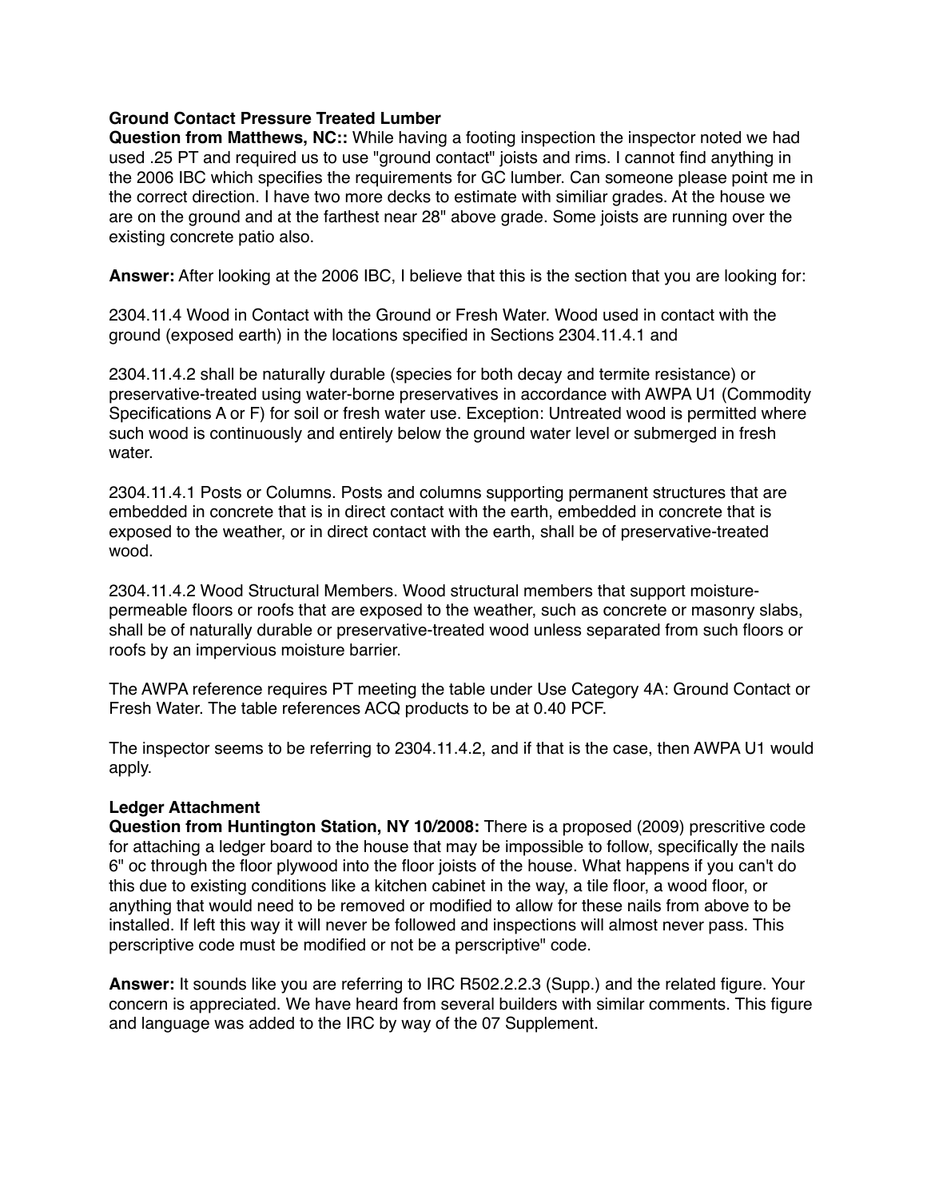**Ground Contact Pressure Treated Lumber**

**Question from Matthews, NC::** While having a footing inspection the inspector noted we had used .25 PT and required us to use "ground contact" joists and rims. I cannot find anything in the 2006 IBC which specifies the requirements for GC lumber. Can someone please point me in the correct direction. I have two more decks to estimate with similiar grades. At the house we are on the ground and at the farthest near 28" above grade. Some joists are running over the existing concrete patio also.

**Answer:** After looking at the 2006 IBC, I believe that this is the section that you are looking for:

2304.11.4 Wood in Contact with the Ground or Fresh Water. Wood used in contact with the ground (exposed earth) in the locations specified in Sections 2304.11.4.1 and

2304.11.4.2 shall be naturally durable (species for both decay and termite resistance) or preservative-treated using water-borne preservatives in accordance with AWPA U1 (Commodity Specifications A or F) for soil or fresh water use. Exception: Untreated wood is permitted where such wood is continuously and entirely below the ground water level or submerged in fresh water.

2304.11.4.1 Posts or Columns. Posts and columns supporting permanent structures that are embedded in concrete that is in direct contact with the earth, embedded in concrete that is exposed to the weather, or in direct contact with the earth, shall be of preservative-treated wood.

2304.11.4.2 Wood Structural Members. Wood structural members that support moisture-permeable floors or roofs that are exposed to the weather, such as concrete or masonry slabs, shall be of naturally durable or preservative-treated wood unless separated from such floors or roofs by an impervious moisture barrier.

The AWPA reference requires PT meeting the table under Use Category 4A: Ground Contact or Fresh Water. The table references ACQ products to be at 0.40 PCF.

The inspector seems to be referring to 2304.11.4.2, and if that is the case, then AWPA U1 would apply.

**Ledger Attachment**

**Question from Huntington Station, NY 10/2008:** There is a proposed (2009) prescritive code for attaching a ledger board to the house that may be impossible to follow, specifically the nails 6" oc through the floor plywood into the floor joists of the house. What happens if you can't do this due to existing conditions like a kitchen cabinet in the way, a tile floor, a wood floor, or anything that would need to be removed or modified to allow for these nails from above to be installed. If left this way it will never be followed and inspections will almost never pass. This perscriptive code must be modified or not be a perscriptive" code.

**Answer:** It sounds like you are referring to IRC R502.2.2.3 (Supp.) and the related figure. Your concern is appreciated. We have heard from several builders with similar comments. This figure and language was added to the IRC by way of the 07 Supplement.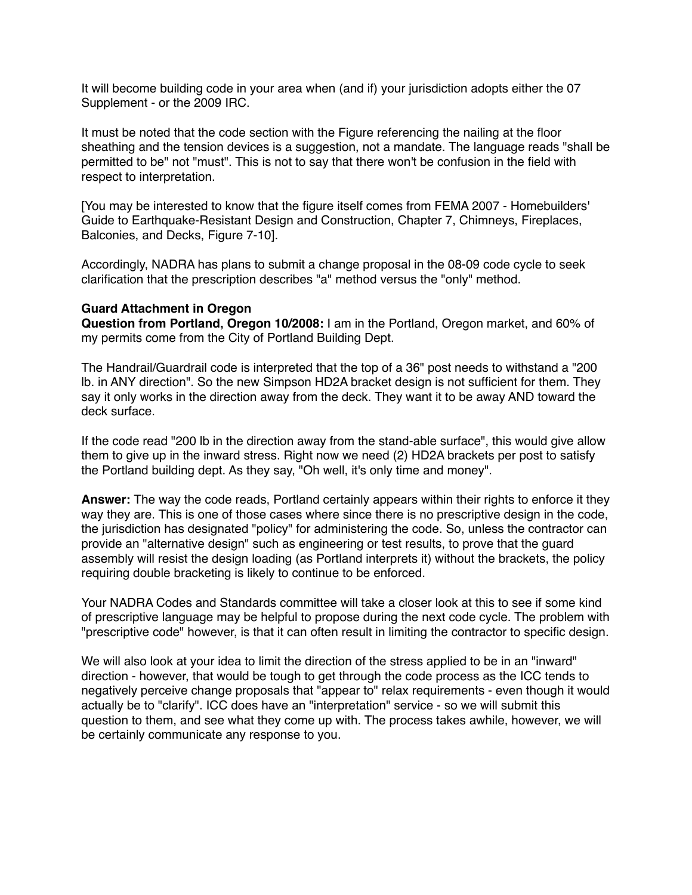It will become building code in your area when (and if) your jurisdiction adopts either the 07 Supplement - or the 2009 IRC.

It must be noted that the code section with the Figure referencing the nailing at the floor sheathing and the tension devices is a suggestion, not a mandate. The language reads "shall be permitted to be" not "must". This is not to say that there won't be confusion in the field with respect to interpretation.

[You may be interested to know that the figure itself comes from FEMA 2007 - Homebuilders' Guide to Earthquake-Resistant Design and Construction, Chapter 7, Chimneys, Fireplaces, Balconies, and Decks, Figure 7-10].

Accordingly, NADRA has plans to submit a change proposal in the 08-09 code cycle to seek clarification that the prescription describes "a" method versus the "only" method.

**Guard Attachment in Oregon**
**Question from Portland, Oregon 10/2008:** I am in the Portland, Oregon market, and 60% of my permits come from the City of Portland Building Dept.

The Handrail/Guardrail code is interpreted that the top of a 36" post needs to withstand a "200 lb. in ANY direction". So the new Simpson HD2A bracket design is not sufficient for them. They say it only works in the direction away from the deck. They want it to be away AND toward the deck surface.

If the code read "200 lb in the direction away from the stand-able surface", this would give allow them to give up in the inward stress. Right now we need (2) HD2A brackets per post to satisfy the Portland building dept. As they say, "Oh well, it's only time and money".

**Answer:** The way the code reads, Portland certainly appears within their rights to enforce it they way they are. This is one of those cases where since there is no prescriptive design in the code, the jurisdiction has designated "policy" for administering the code. So, unless the contractor can provide an "alternative design" such as engineering or test results, to prove that the guard assembly will resist the design loading (as Portland interprets it) without the brackets, the policy requiring double bracketing is likely to continue to be enforced.

Your NADRA Codes and Standards committee will take a closer look at this to see if some kind of prescriptive language may be helpful to propose during the next code cycle. The problem with "prescriptive code" however, is that it can often result in limiting the contractor to specific design.

We will also look at your idea to limit the direction of the stress applied to be in an "inward" direction - however, that would be tough to get through the code process as the ICC tends to negatively perceive change proposals that "appear to" relax requirements - even though it would actually be to "clarify". ICC does have an "interpretation" service - so we will submit this question to them, and see what they come up with. The process takes awhile, however, we will be certainly communicate any response to you.